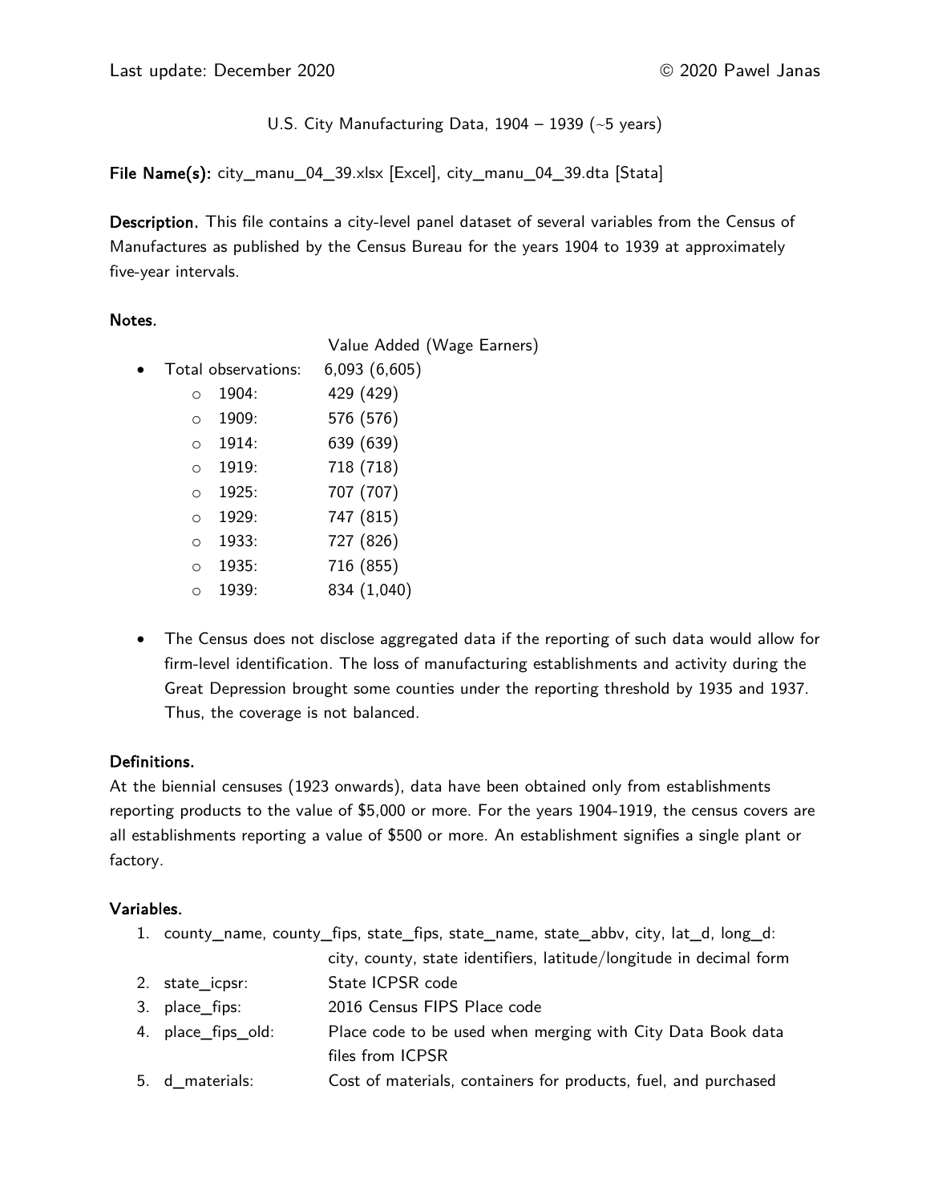Last update: December 2020 © 2020 Pawel Janas

U.S. City Manufacturing Data, 1904 – 1939 (~5 years)

**File Name(s):** city_manu_04_39.xlsx [Excel], city_manu_04_39.dta [Stata]

**Description.** This file contains a city-level panel dataset of several variables from the Census of Manufactures as published by the Census Bureau for the years 1904 to 1939 at approximately five-year intervals.

**Notes.**

| | Value Added (Wage Earners) |
|---|---|
| Total observations: | 6,093 (6,605) |
| 1904: | 429 (429) |
| 1909: | 576 (576) |
| 1914: | 639 (639) |
| 1919: | 718 (718) |
| 1925: | 707 (707) |
| 1929: | 747 (815) |
| 1933: | 727 (826) |
| 1935: | 716 (855) |
| 1939: | 834 (1,040) |

- The Census does not disclose aggregated data if the reporting of such data would allow for firm-level identification. The loss of manufacturing establishments and activity during the Great Depression brought some counties under the reporting threshold by 1935 and 1937. Thus, the coverage is not balanced.

**Definitions.**

At the biennial censuses (1923 onwards), data have been obtained only from establishments reporting products to the value of $5,000 or more. For the years 1904-1919, the census covers are all establishments reporting a value of $500 or more. An establishment signifies a single plant or factory.

**Variables.**

1. county_name, county_fips, state_fips, state_name, state_abbv, city, lat_d, long_d: city, county, state identifiers, latitude/longitude in decimal form
2. state_icpsr: State ICPSR code
3. place_fips: 2016 Census FIPS Place code
4. place_fips_old: Place code to be used when merging with City Data Book data files from ICPSR
5. d_materials: Cost of materials, containers for products, fuel, and purchased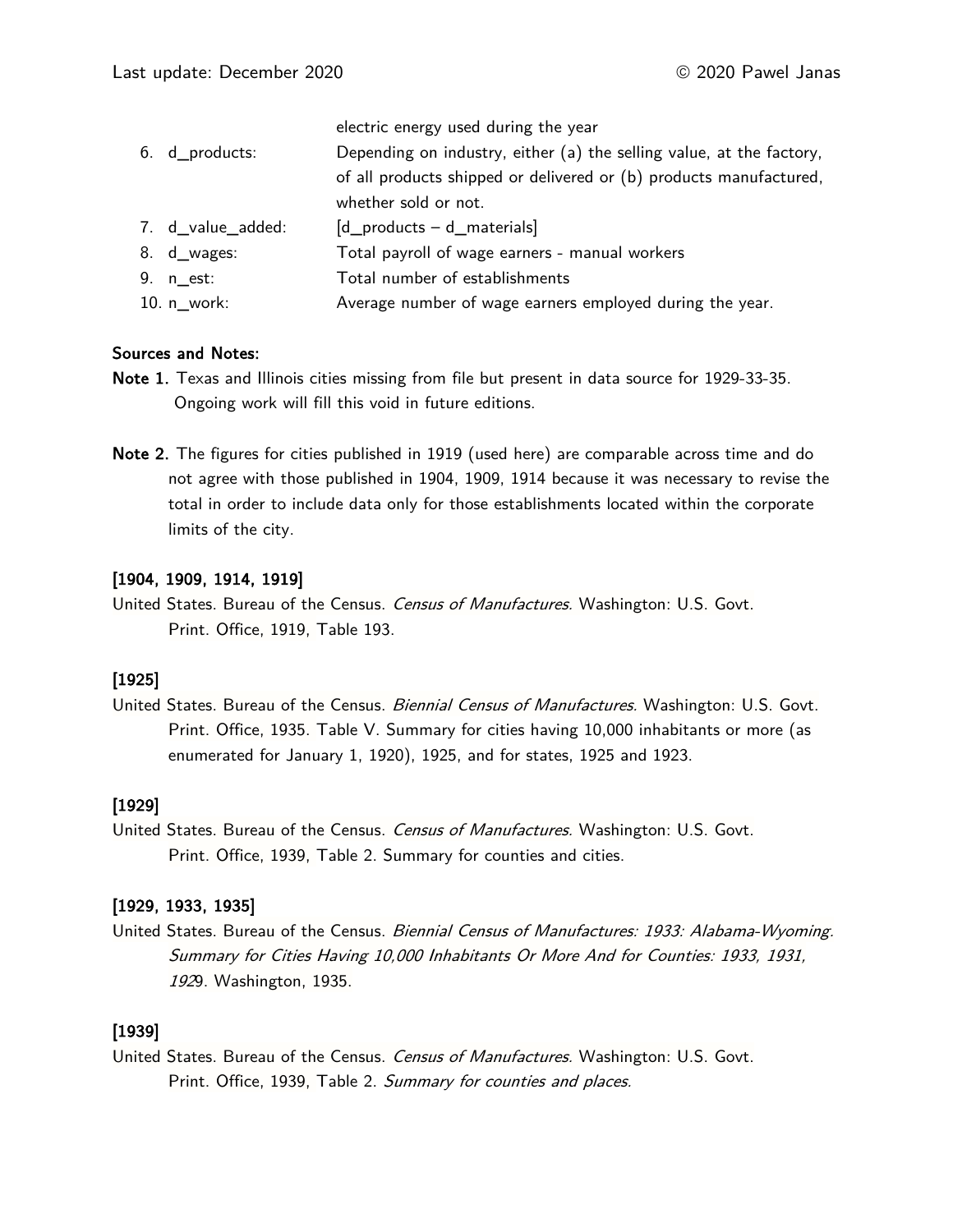| | |
|---|---|
| | electric energy used during the year |
| 6. d_products: | Depending on industry, either (a) the selling value, at the factory, of all products shipped or delivered or (b) products manufactured, whether sold or not. |
| 7. d_value_added: | [d_products – d_materials] |
| 8. d_wages: | Total payroll of wage earners - manual workers |
| 9. n_est: | Total number of establishments |
| 10. n_work: | Average number of wage earners employed during the year. |

**Sources and Notes:**

**Note 1.** Texas and Illinois cities missing from file but present in data source for 1929-33-35. Ongoing work will fill this void in future editions.

**Note 2.** The figures for cities published in 1919 (used here) are comparable across time and do not agree with those published in 1904, 1909, 1914 because it was necessary to revise the total in order to include data only for those establishments located within the corporate limits of the city.

**[1904, 1909, 1914, 1919]**

United States. Bureau of the Census. *Census of Manufactures.* Washington: U.S. Govt. Print. Office, 1919, Table 193.

**[1925]**

United States. Bureau of the Census. *Biennial Census of Manufactures.* Washington: U.S. Govt. Print. Office, 1935. Table V. Summary for cities having 10,000 inhabitants or more (as enumerated for January 1, 1920), 1925, and for states, 1925 and 1923.

**[1929]**

United States. Bureau of the Census. *Census of Manufactures.* Washington: U.S. Govt. Print. Office, 1939, Table 2. Summary for counties and cities.

**[1929, 1933, 1935]**

United States. Bureau of the Census. *Biennial Census of Manufactures: 1933: Alabama-Wyoming. Summary for Cities Having 10,000 Inhabitants Or More And for Counties: 1933, 1931, 192*9. Washington, 1935.

**[1939]**

United States. Bureau of the Census. *Census of Manufactures.* Washington: U.S. Govt. Print. Office, 1939, Table 2. *Summary for counties and places.*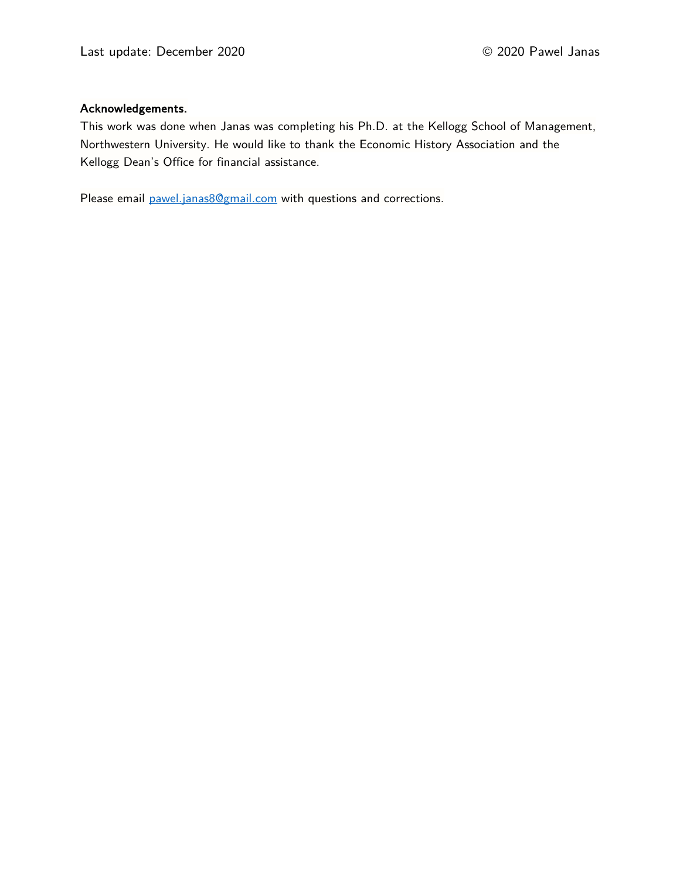Last update: December 2020 © 2020 Pawel Janas

**Acknowledgements.**

This work was done when Janas was completing his Ph.D. at the Kellogg School of Management, Northwestern University. He would like to thank the Economic History Association and the Kellogg Dean's Office for financial assistance.

Please email pawel.janas8@gmail.com with questions and corrections.